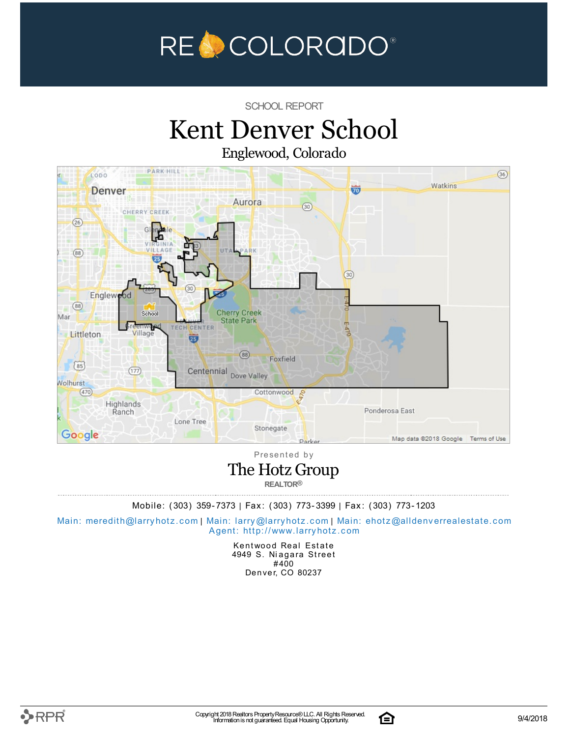RE COLORADO®

SCHOOL REPORT

# Kent Denver School

## Englewood, Colorado

Presented by

## The Hotz Group

REALTOR®

Mobile: (303) 359-7373 | Fax: (303) 773-3399 | Fax: (303) 773-1203

Main: meredith@larryhotz.com | Main: larry@larryhotz.com | Main: ehotz@alldenverrealestate.com
Agent: http://www.larryhotz.com

Kentwood Real Estate
4949 S. Niagara Street
#400
Denver, CO 80237

Copyright 2018 Realtors Property Resource® LLC. All Rights Reserved.
Information is not guaranteed. Equal Housing Opportunity.

9/4/2018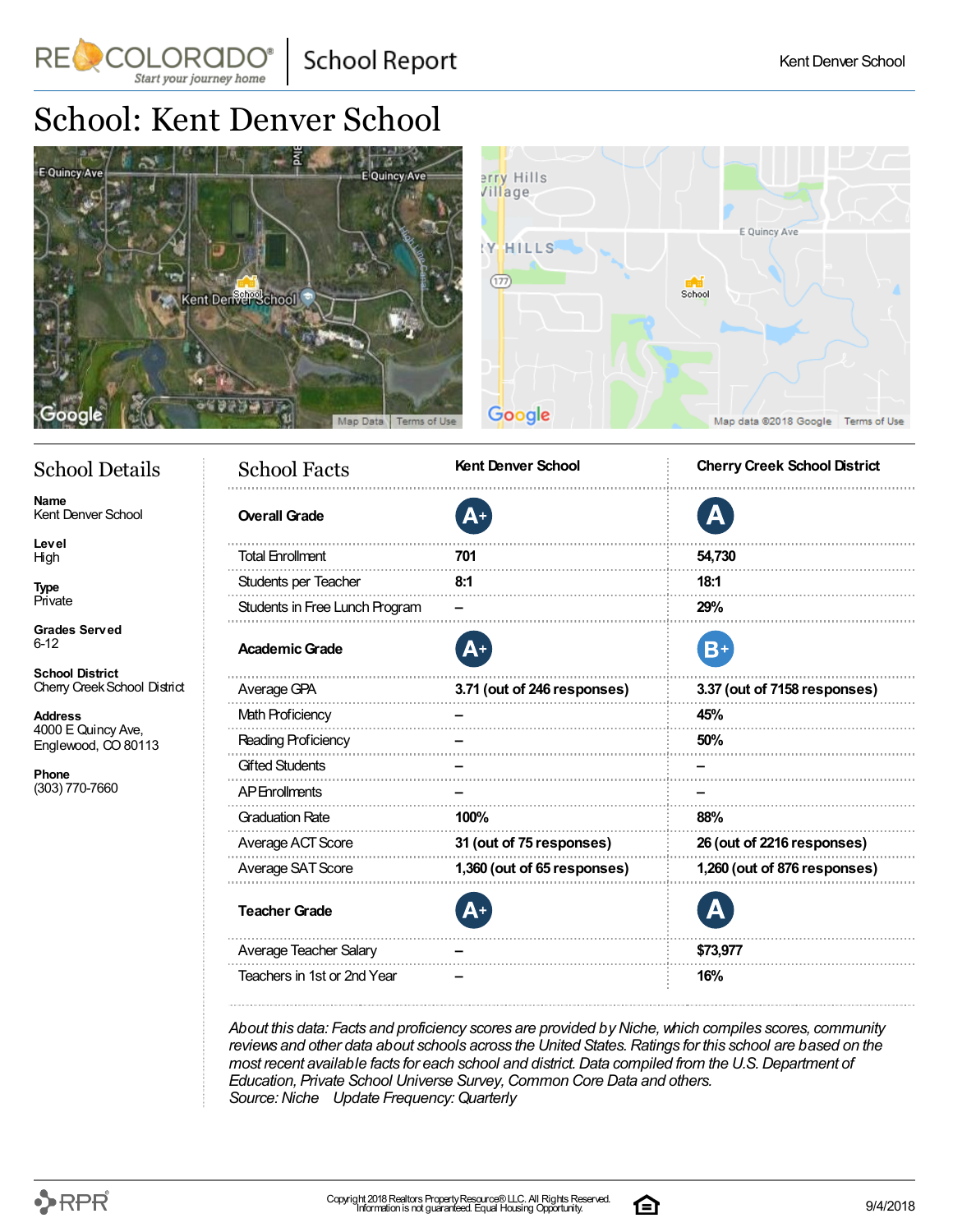# School: Kent Denver School

## School Details

**Name**
Kent Denver School

**Level**
High

**Type**
Private

**Grades Served**
6-12

**School District**
Cherry Creek School District

**Address**
4000 E Quincy Ave,
Englewood, CO 80113

**Phone**
(303) 770-7660

## School Facts

| School Facts | Kent Denver School | Cherry Creek School District |
|---|---|---|
| **Overall Grade** | A+ | A |
| Total Enrollment | 701 | 54,730 |
| Students per Teacher | 8:1 | 18:1 |
| Students in Free Lunch Program | – | 29% |
| **Academic Grade** | A+ | B+ |
| Average GPA | 3.71 (out of 246 responses) | 3.37 (out of 7158 responses) |
| Math Proficiency | – | 45% |
| Reading Proficiency | – | 50% |
| Gifted Students | – | – |
| AP Enrollments | – | – |
| Graduation Rate | 100% | 88% |
| Average ACT Score | 31 (out of 75 responses) | 26 (out of 2216 responses) |
| Average SAT Score | 1,360 (out of 65 responses) | 1,260 (out of 876 responses) |
| **Teacher Grade** | A+ | A |
| Average Teacher Salary | – | $73,977 |
| Teachers in 1st or 2nd Year | – | 16% |

*About this data: Facts and proficiency scores are provided by Niche, which compiles scores, community reviews and other data about schools across the United States. Ratings for this school are based on the most recent available facts for each school and district. Data compiled from the U.S. Department of Education, Private School Universe Survey, Common Core Data and others.*
*Source: Niche Update Frequency: Quarterly*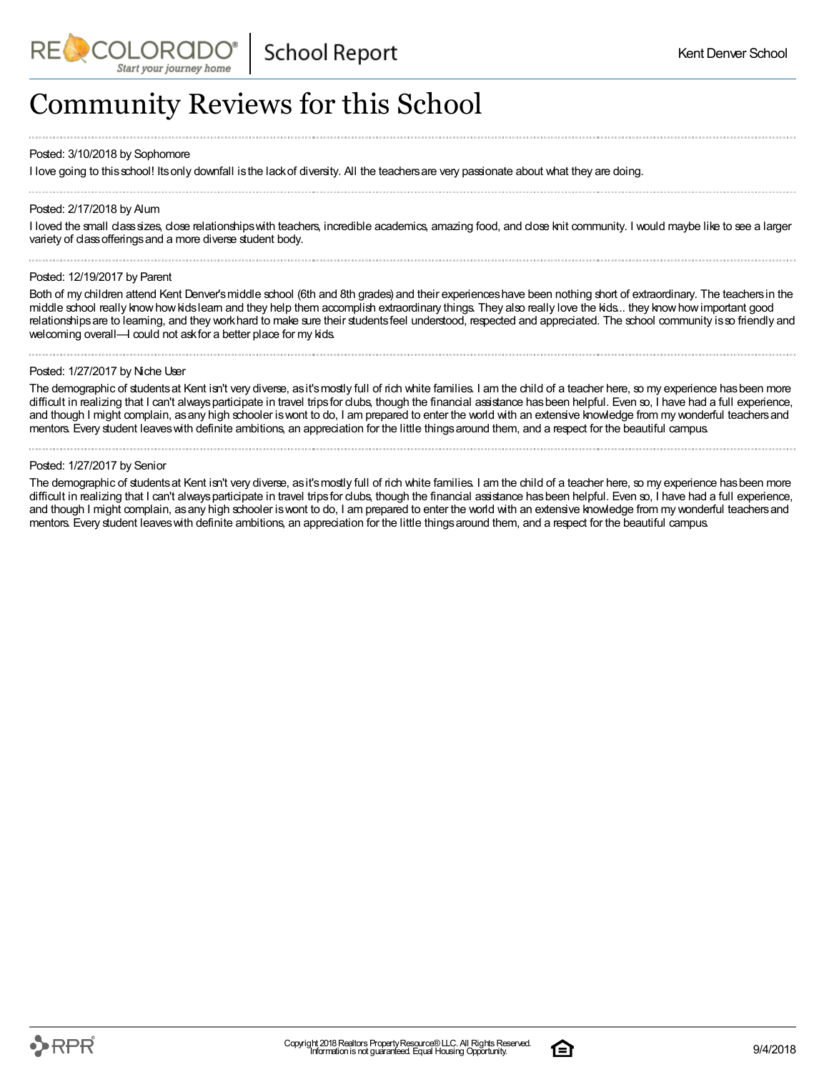# Community Reviews for this School

Posted: 3/10/2018 by Sophomore

I love going to this school! Its only downfall is the lack of diversity. All the teachers are very passionate about what they are doing.

---

Posted: 2/17/2018 by Alum

I loved the small class sizes, close relationships with teachers, incredible academics, amazing food, and close knit community. I would maybe like to see a larger variety of class offerings and a more diverse student body.

---

Posted: 12/19/2017 by Parent

Both of my children attend Kent Denver's middle school (6th and 8th grades) and their experiences have been nothing short of extraordinary. The teachers in the middle school really know how kids learn and they help them accomplish extraordinary things. They also really love the kids... they know how important good relationships are to learning, and they work hard to make sure their students feel understood, respected and appreciated. The school community is so friendly and welcoming overall—I could not ask for a better place for my kids.

---

Posted: 1/27/2017 by Niche User

The demographic of students at Kent isn't very diverse, as it's mostly full of rich white families. I am the child of a teacher here, so my experience has been more difficult in realizing that I can't always participate in travel trips for clubs, though the financial assistance has been helpful. Even so, I have had a full experience, and though I might complain, as any high schooler is wont to do, I am prepared to enter the world with an extensive knowledge from my wonderful teachers and mentors. Every student leaves with definite ambitions, an appreciation for the little things around them, and a respect for the beautiful campus.

---

Posted: 1/27/2017 by Senior

The demographic of students at Kent isn't very diverse, as it's mostly full of rich white families. I am the child of a teacher here, so my experience has been more difficult in realizing that I can't always participate in travel trips for clubs, though the financial assistance has been helpful. Even so, I have had a full experience, and though I might complain, as any high schooler is wont to do, I am prepared to enter the world with an extensive knowledge from my wonderful teachers and mentors. Every student leaves with definite ambitions, an appreciation for the little things around them, and a respect for the beautiful campus.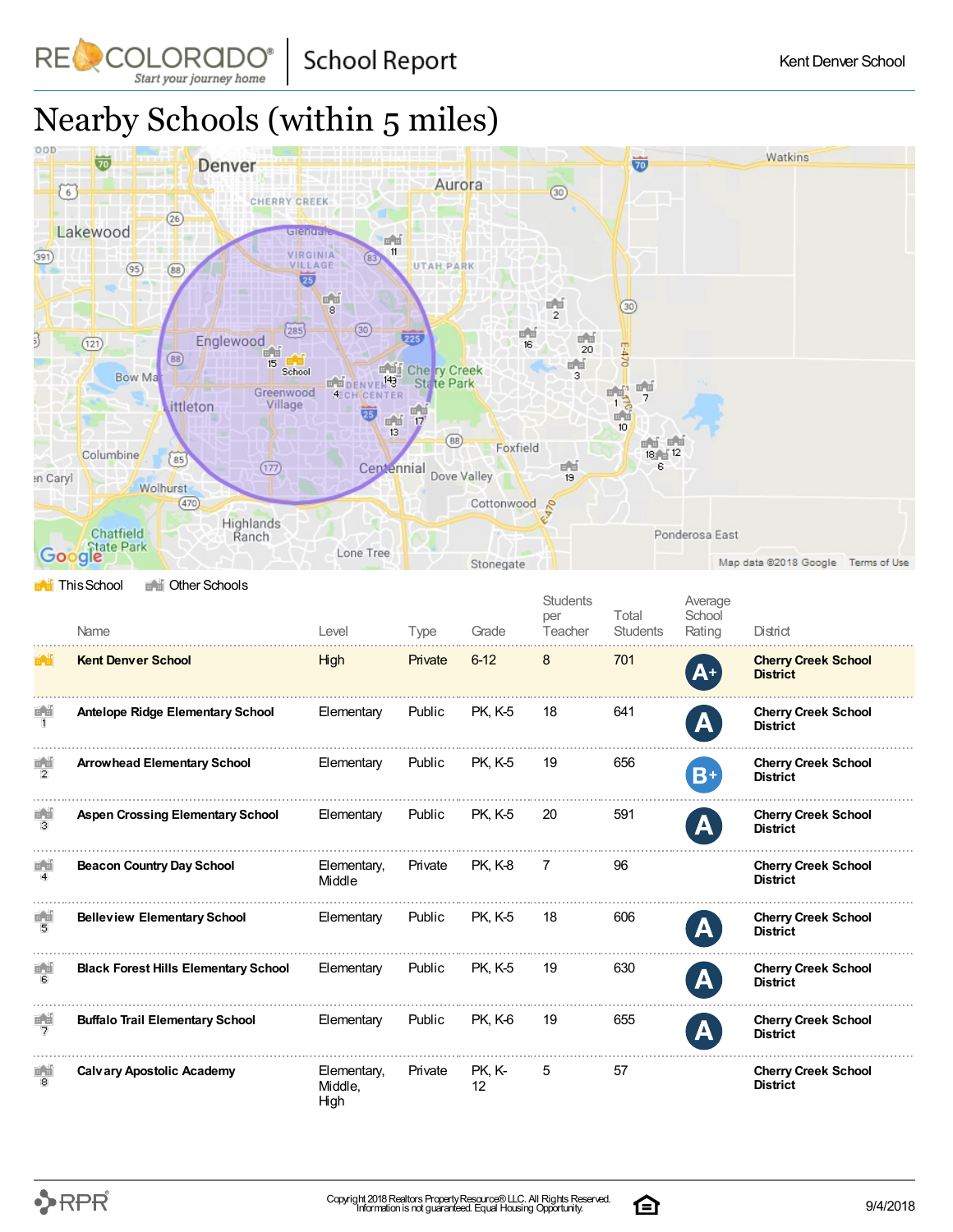# Nearby Schools (within 5 miles)

This School | Other Schools

| | Name | Level | Type | Grade | Students per Teacher | Total Students | Average School Rating | District |
|---|---|---|---|---|---|---|---|---|
| | **Kent Denver School** | High | Private | 6-12 | 8 | 701 | A+ | **Cherry Creek School District** |
| 1 | **Antelope Ridge Elementary School** | Elementary | Public | PK, K-5 | 18 | 641 | A | **Cherry Creek School District** |
| 2 | **Arrowhead Elementary School** | Elementary | Public | PK, K-5 | 19 | 656 | B+ | **Cherry Creek School District** |
| 3 | **Aspen Crossing Elementary School** | Elementary | Public | PK, K-5 | 20 | 591 | A | **Cherry Creek School District** |
| 4 | **Beacon Country Day School** | Elementary, Middle | Private | PK, K-8 | 7 | 96 | | **Cherry Creek School District** |
| 5 | **Belleview Elementary School** | Elementary | Public | PK, K-5 | 18 | 606 | A | **Cherry Creek School District** |
| 6 | **Black Forest Hills Elementary School** | Elementary | Public | PK, K-5 | 19 | 630 | A | **Cherry Creek School District** |
| 7 | **Buffalo Trail Elementary School** | Elementary | Public | PK, K-6 | 19 | 655 | A | **Cherry Creek School District** |
| 8 | **Calvary Apostolic Academy** | Elementary, Middle, High | Private | PK, K-12 | 5 | 57 | | **Cherry Creek School District** |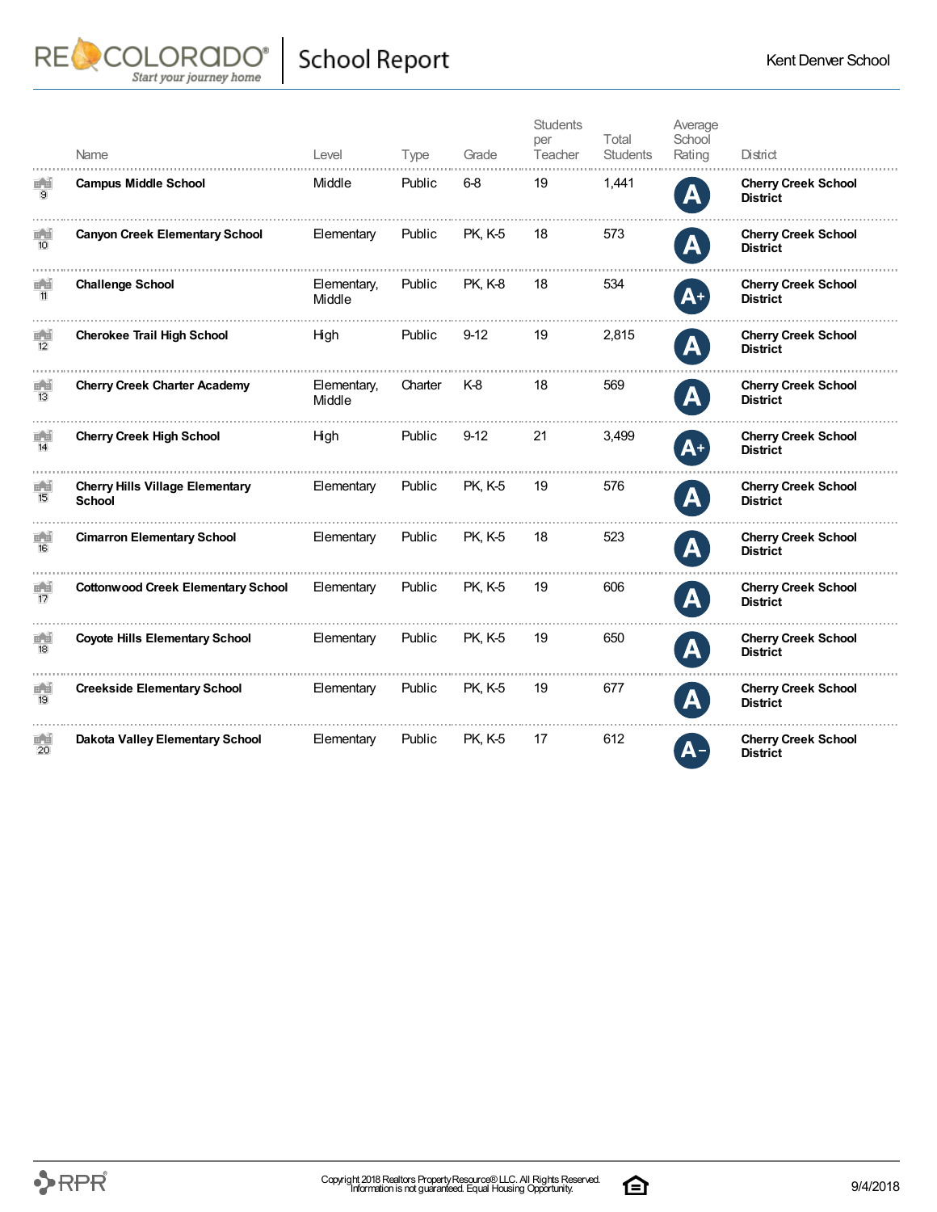# School Report

Kent Denver School

| | Name | Level | Type | Grade | Students per Teacher | Total Students | Average School Rating | District |
|---|---|---|---|---|---|---|---|---|
| 9 | **Campus Middle School** | Middle | Public | 6-8 | 19 | 1,441 | A | **Cherry Creek School District** |
| 10 | **Canyon Creek Elementary School** | Elementary | Public | PK, K-5 | 18 | 573 | A | **Cherry Creek School District** |
| 11 | **Challenge School** | Elementary, Middle | Public | PK, K-8 | 18 | 534 | A+ | **Cherry Creek School District** |
| 12 | **Cherokee Trail High School** | High | Public | 9-12 | 19 | 2,815 | A | **Cherry Creek School District** |
| 13 | **Cherry Creek Charter Academy** | Elementary, Middle | Charter | K-8 | 18 | 569 | A | **Cherry Creek School District** |
| 14 | **Cherry Creek High School** | High | Public | 9-12 | 21 | 3,499 | A+ | **Cherry Creek School District** |
| 15 | **Cherry Hills Village Elementary School** | Elementary | Public | PK, K-5 | 19 | 576 | A | **Cherry Creek School District** |
| 16 | **Cimarron Elementary School** | Elementary | Public | PK, K-5 | 18 | 523 | A | **Cherry Creek School District** |
| 17 | **Cottonwood Creek Elementary School** | Elementary | Public | PK, K-5 | 19 | 606 | A | **Cherry Creek School District** |
| 18 | **Coyote Hills Elementary School** | Elementary | Public | PK, K-5 | 19 | 650 | A | **Cherry Creek School District** |
| 19 | **Creekside Elementary School** | Elementary | Public | PK, K-5 | 19 | 677 | A | **Cherry Creek School District** |
| 20 | **Dakota Valley Elementary School** | Elementary | Public | PK, K-5 | 17 | 612 | A- | **Cherry Creek School District** |

Copyright 2018 Realtors Property Resource® LLC. All Rights Reserved. Information is not guaranteed. Equal Housing Opportunity.